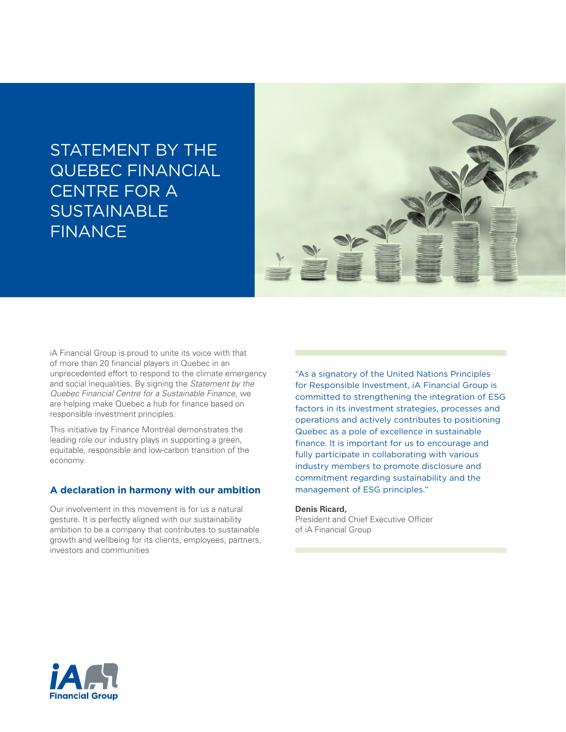# STATEMENT BY THE QUEBEC FINANCIAL CENTRE FOR A SUSTAINABLE FINANCE

iA Financial Group is proud to unite its voice with that of more than 20 financial players in Quebec in an unprecedented effort to respond to the climate emergency and social inequalities. By signing the *Statement by the Quebec Financial Centre for a Sustainable Finance*, we are helping make Quebec a hub for finance based on responsible investment principles.

This initiative by Finance Montréal demonstrates the leading role our industry plays in supporting a green, equitable, responsible and low-carbon transition of the economy.

## A declaration in harmony with our ambition

Our involvement in this movement is for us a natural gesture. It is perfectly aligned with our sustainability ambition to be a company that contributes to sustainable growth and wellbeing for its clients, employees, partners, investors and communities

"As a signatory of the United Nations Principles for Responsible Investment, iA Financial Group is committed to strengthening the integration of ESG factors in its investment strategies, processes and operations and actively contributes to positioning Quebec as a pole of excellence in sustainable finance. It is important for us to encourage and fully participate in collaborating with various industry members to promote disclosure and commitment regarding sustainability and the management of ESG principles."

**Denis Ricard,**
President and Chief Executive Officer
of iA Financial Group

iA Financial Group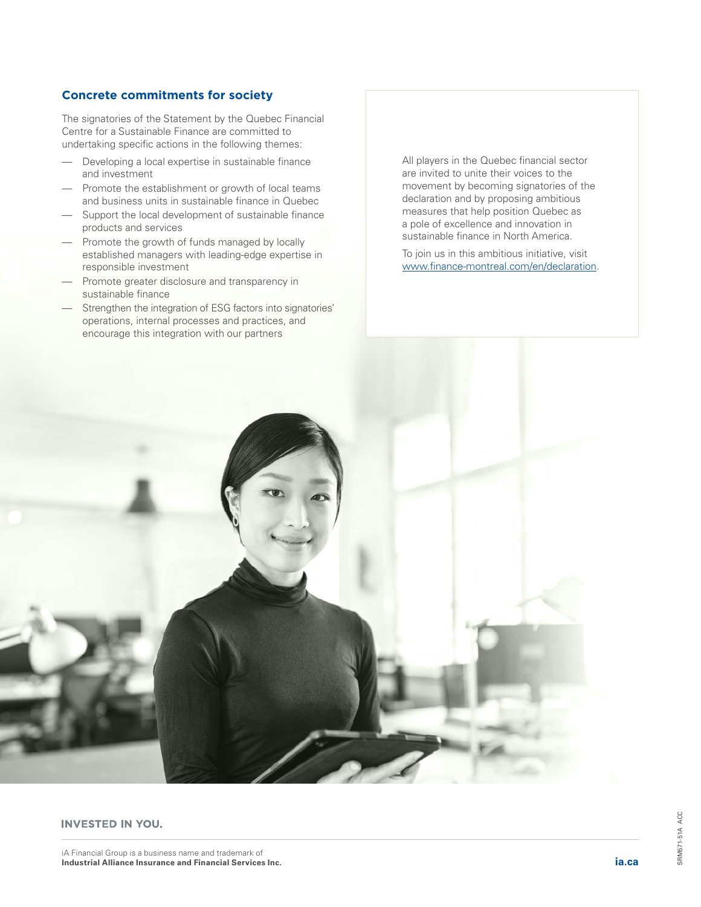## Concrete commitments for society

The signatories of the Statement by the Quebec Financial Centre for a Sustainable Finance are committed to undertaking specific actions in the following themes:

- Developing a local expertise in sustainable finance and investment
- Promote the establishment or growth of local teams and business units in sustainable finance in Quebec
- Support the local development of sustainable finance products and services
- Promote the growth of funds managed by locally established managers with leading-edge expertise in responsible investment
- Promote greater disclosure and transparency in sustainable finance
- Strengthen the integration of ESG factors into signatories' operations, internal processes and practices, and encourage this integration with our partners

All players in the Quebec financial sector are invited to unite their voices to the movement by becoming signatories of the declaration and by proposing ambitious measures that help position Quebec as a pole of excellence and innovation in sustainable finance in North America.

To join us in this ambitious initiative, visit www.finance-montreal.com/en/declaration.

**INVESTED IN YOU.**

iA Financial Group is a business name and trademark of
**Industrial Alliance Insurance and Financial Services Inc.**

**ia.ca**

SRM571-51A ACC